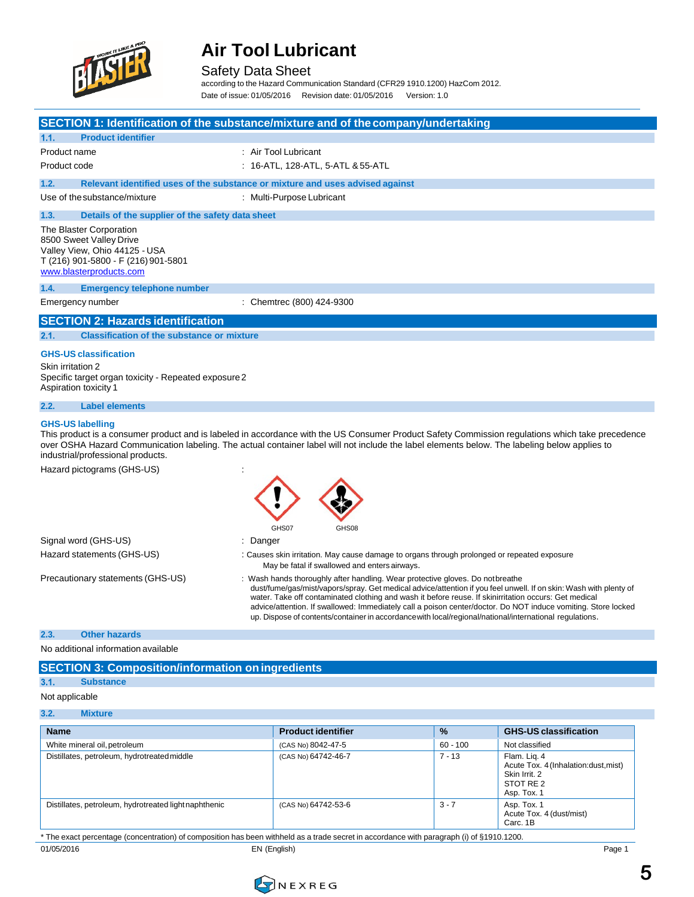# Air Tool Lubricant

Safety Data Sheet

according to the Hazard Communication Standard (CFR29 1910.1200) HazCom 2012.

Date of issue: 01/05/2016 Revision date: 01/05/2016 Version: 1.0

## SECTION 1: Identification of the substance/mixture and of the company/undertaking

### 1.1. Product identifier

Product name : Air Tool Lubricant

Product code : 16-ATL, 128-ATL, 5-ATL & 55-ATL

### 1.2. Relevant identified uses of the substance or mixture and uses advised against

Use of the substance/mixture : Multi-Purpose Lubricant

### 1.3. Details of the supplier of the safety data sheet

The Blaster Corporation
8500 Sweet Valley Drive
Valley View, Ohio 44125 - USA
T (216) 901-5800 - F (216) 901-5801
www.blasterproducts.com

### 1.4. Emergency telephone number

Emergency number : Chemtrec (800) 424-9300

## SECTION 2: Hazards identification

### 2.1. Classification of the substance or mixture

**GHS-US classification**

Skin irritation 2
Specific target organ toxicity - Repeated exposure 2
Aspiration toxicity 1

### 2.2. Label elements

**GHS-US labelling**

This product is a consumer product and is labeled in accordance with the US Consumer Product Safety Commission regulations which take precedence over OSHA Hazard Communication labeling. The actual container label will not include the label elements below. The labeling below applies to industrial/professional products.

Hazard pictograms (GHS-US) :

GHS07 GHS08

Signal word (GHS-US) : Danger

Hazard statements (GHS-US) : Causes skin irritation. May cause damage to organs through prolonged or repeated exposure
May be fatal if swallowed and enters airways.

Precautionary statements (GHS-US) : Wash hands thoroughly after handling. Wear protective gloves. Do not breathe dust/fume/gas/mist/vapors/spray. Get medical advice/attention if you feel unwell. If on skin: Wash with plenty of water. Take off contaminated clothing and wash it before reuse. If skin irritation occurs: Get medical advice/attention. If swallowed: Immediately call a poison center/doctor. Do NOT induce vomiting. Store locked up. Dispose of contents/container in accordance with local/regional/national/international regulations.

### 2.3. Other hazards

No additional information available

## SECTION 3: Composition/information on ingredients

### 3.1. Substance

Not applicable

### 3.2. Mixture

| Name | Product identifier | % | GHS-US classification |
|---|---|---|---|
| White mineral oil, petroleum | (CAS No) 8042-47-5 | 60 - 100 | Not classified |
| Distillates, petroleum, hydrotreated middle | (CAS No) 64742-46-7 | 7 - 13 | Flam. Liq. 4<br>Acute Tox. 4 (Inhalation:dust,mist)<br>Skin Irrit. 2<br>STOT RE 2<br>Asp. Tox. 1 |
| Distillates, petroleum, hydrotreated light naphthenic | (CAS No) 64742-53-6 | 3 - 7 | Asp. Tox. 1<br>Acute Tox. 4 (dust/mist)<br>Carc. 1B |

* The exact percentage (concentration) of composition has been withheld as a trade secret in accordance with paragraph (i) of §1910.1200.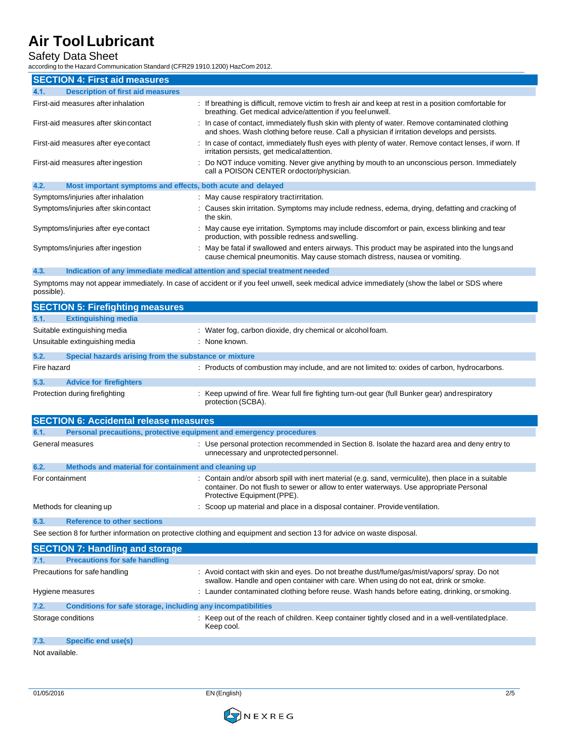## SECTION 4: First aid measures

### 4.1. Description of first aid measures

| | |
|---|---|
| First-aid measures after inhalation | : If breathing is difficult, remove victim to fresh air and keep at rest in a position comfortable for breathing. Get medical advice/attention if you feel unwell. |
| First-aid measures after skin contact | : In case of contact, immediately flush skin with plenty of water. Remove contaminated clothing and shoes. Wash clothing before reuse. Call a physician if irritation develops and persists. |
| First-aid measures after eye contact | : In case of contact, immediately flush eyes with plenty of water. Remove contact lenses, if worn. If irritation persists, get medical attention. |
| First-aid measures after ingestion | : Do NOT induce vomiting. Never give anything by mouth to an unconscious person. Immediately call a POISON CENTER or doctor/physician. |

### 4.2. Most important symptoms and effects, both acute and delayed

| | |
|---|---|
| Symptoms/injuries after inhalation | : May cause respiratory tract irritation. |
| Symptoms/injuries after skin contact | : Causes skin irritation. Symptoms may include redness, edema, drying, defatting and cracking of the skin. |
| Symptoms/injuries after eye contact | : May cause eye irritation. Symptoms may include discomfort or pain, excess blinking and tear production, with possible redness and swelling. |
| Symptoms/injuries after ingestion | : May be fatal if swallowed and enters airways. This product may be aspirated into the lungs and cause chemical pneumonitis. May cause stomach distress, nausea or vomiting. |

### 4.3. Indication of any immediate medical attention and special treatment needed

Symptoms may not appear immediately. In case of accident or if you feel unwell, seek medical advice immediately (show the label or SDS where possible).

## SECTION 5: Firefighting measures

### 5.1. Extinguishing media

| | |
|---|---|
| Suitable extinguishing media | : Water fog, carbon dioxide, dry chemical or alcohol foam. |
| Unsuitable extinguishing media | : None known. |

### 5.2. Special hazards arising from the substance or mixture

| | |
|---|---|
| Fire hazard | : Products of combustion may include, and are not limited to: oxides of carbon, hydrocarbons. |

### 5.3. Advice for firefighters

| | |
|---|---|
| Protection during firefighting | : Keep upwind of fire. Wear full fire fighting turn-out gear (full Bunker gear) and respiratory protection (SCBA). |

## SECTION 6: Accidental release measures

### 6.1. Personal precautions, protective equipment and emergency procedures

| | |
|---|---|
| General measures | : Use personal protection recommended in Section 8. Isolate the hazard area and deny entry to unnecessary and unprotected personnel. |

### 6.2. Methods and material for containment and cleaning up

| | |
|---|---|
| For containment | : Contain and/or absorb spill with inert material (e.g. sand, vermiculite), then place in a suitable container. Do not flush to sewer or allow to enter waterways. Use appropriate Personal Protective Equipment (PPE). |
| Methods for cleaning up | : Scoop up material and place in a disposal container. Provide ventilation. |

### 6.3. Reference to other sections

See section 8 for further information on protective clothing and equipment and section 13 for advice on waste disposal.

## SECTION 7: Handling and storage

### 7.1. Precautions for safe handling

| | |
|---|---|
| Precautions for safe handling | : Avoid contact with skin and eyes. Do not breathe dust/fume/gas/mist/vapors/ spray. Do not swallow. Handle and open container with care. When using do not eat, drink or smoke. |
| Hygiene measures | : Launder contaminated clothing before reuse. Wash hands before eating, drinking, or smoking. |

### 7.2. Conditions for safe storage, including any incompatibilities

| | |
|---|---|
| Storage conditions | : Keep out of the reach of children. Keep container tightly closed and in a well-ventilated place. Keep cool. |

### 7.3. Specific end use(s)

Not available.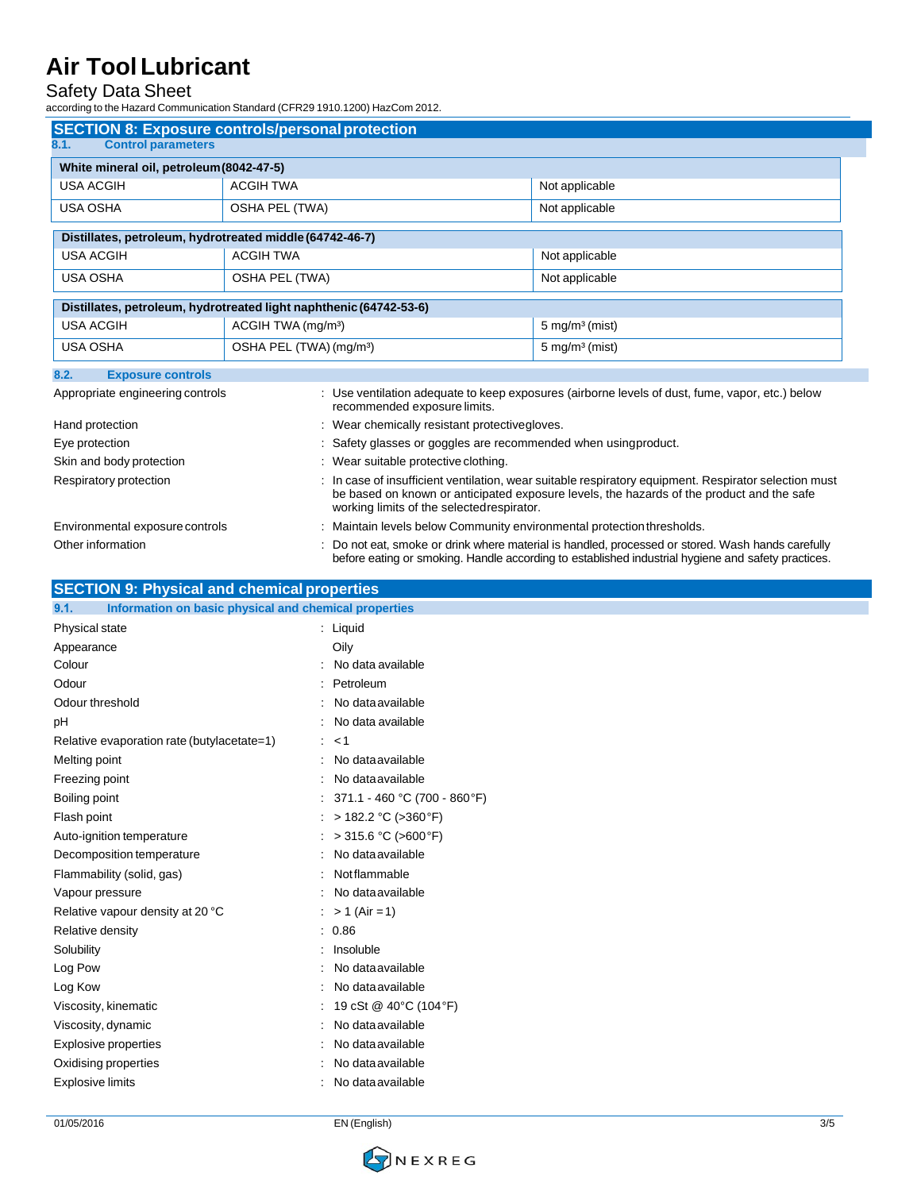## SECTION 8: Exposure controls/personal protection

### 8.1. Control parameters

| White mineral oil, petroleum (8042-47-5) | | |
|---|---|---|
| USA ACGIH | ACGIH TWA | Not applicable |
| USA OSHA | OSHA PEL (TWA) | Not applicable |

| Distillates, petroleum, hydrotreated middle (64742-46-7) | | |
|---|---|---|
| USA ACGIH | ACGIH TWA | Not applicable |
| USA OSHA | OSHA PEL (TWA) | Not applicable |

| Distillates, petroleum, hydrotreated light naphthenic (64742-53-6) | | |
|---|---|---|
| USA ACGIH | ACGIH TWA (mg/m³) | 5 mg/m³ (mist) |
| USA OSHA | OSHA PEL (TWA) (mg/m³) | 5 mg/m³ (mist) |

### 8.2. Exposure controls

Appropriate engineering controls : Use ventilation adequate to keep exposures (airborne levels of dust, fume, vapor, etc.) below recommended exposure limits.

Hand protection : Wear chemically resistant protective gloves.

Eye protection : Safety glasses or goggles are recommended when using product.

Skin and body protection : Wear suitable protective clothing.

Respiratory protection : In case of insufficient ventilation, wear suitable respiratory equipment. Respirator selection must be based on known or anticipated exposure levels, the hazards of the product and the safe working limits of the selected respirator.

Environmental exposure controls : Maintain levels below Community environmental protection thresholds.

Other information : Do not eat, smoke or drink where material is handled, processed or stored. Wash hands carefully before eating or smoking. Handle according to established industrial hygiene and safety practices.

## SECTION 9: Physical and chemical properties

### 9.1. Information on basic physical and chemical properties

Physical state : Liquid

Appearance : Oily

Colour : No data available

Odour : Petroleum

Odour threshold : No data available

pH : No data available

Relative evaporation rate (butylacetate=1) : < 1

Melting point : No data available

Freezing point : No data available

Boiling point : 371.1 - 460 °C (700 - 860°F)

Flash point : > 182.2 °C (>360°F)

Auto-ignition temperature : > 315.6 °C (>600°F)

Decomposition temperature : No data available

Flammability (solid, gas) : Not flammable

Vapour pressure : No data available

Relative vapour density at 20 °C : > 1 (Air = 1)

Relative density : 0.86

Solubility : Insoluble

Log Pow : No data available

Log Kow : No data available

Viscosity, kinematic : 19 cSt @ 40°C (104°F)

Viscosity, dynamic : No data available

Explosive properties : No data available

Oxidising properties : No data available

Explosive limits : No data available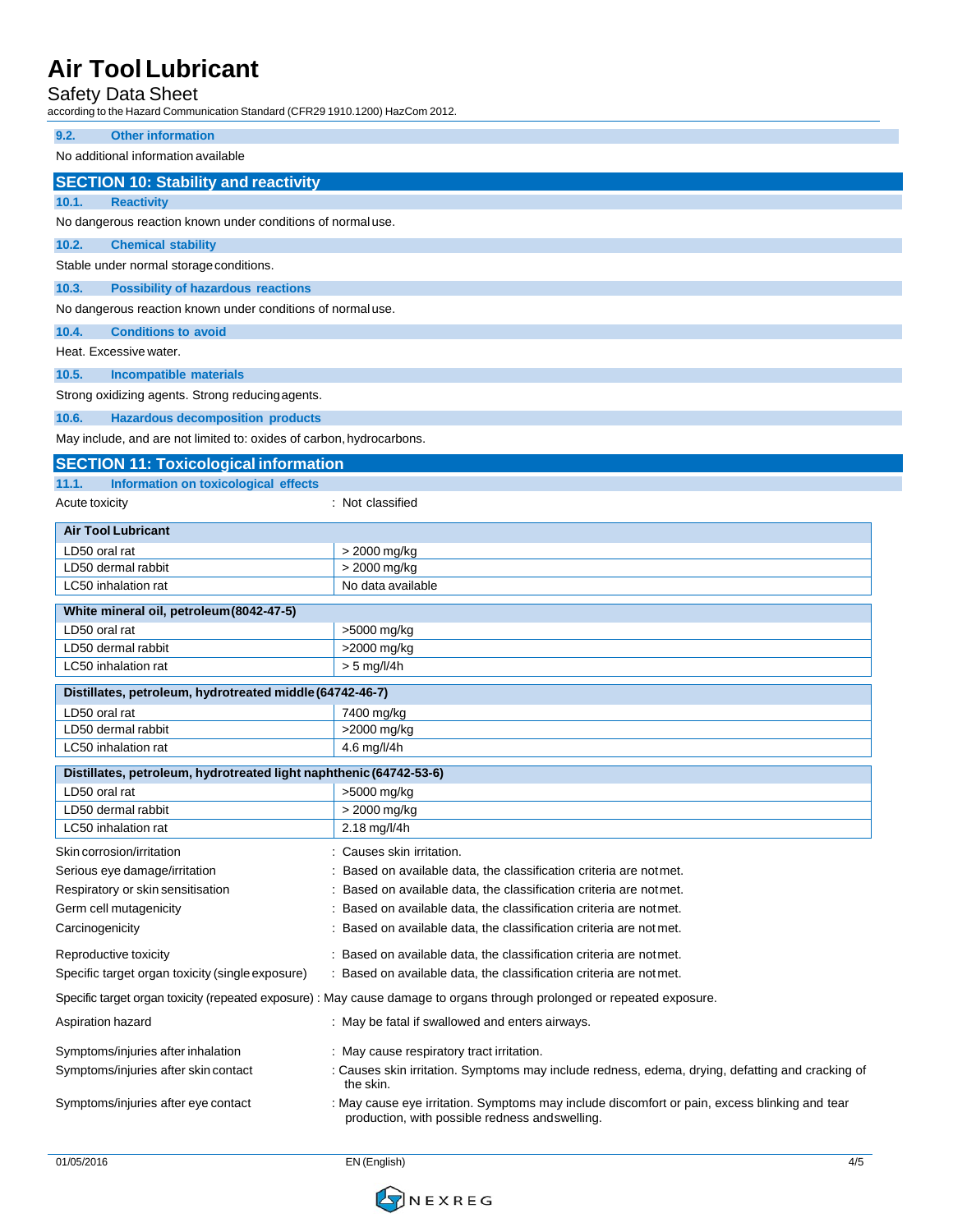### 9.2. Other information

No additional information available

## SECTION 10: Stability and reactivity

### 10.1. Reactivity

No dangerous reaction known under conditions of normal use.

### 10.2. Chemical stability

Stable under normal storage conditions.

### 10.3. Possibility of hazardous reactions

No dangerous reaction known under conditions of normal use.

### 10.4. Conditions to avoid

Heat. Excessive water.

### 10.5. Incompatible materials

Strong oxidizing agents. Strong reducing agents.

### 10.6. Hazardous decomposition products

May include, and are not limited to: oxides of carbon, hydrocarbons.

## SECTION 11: Toxicological information

### 11.1. Information on toxicological effects

Acute toxicity : Not classified

| Air Tool Lubricant | |
|---|---|
| LD50 oral rat | > 2000 mg/kg |
| LD50 dermal rabbit | > 2000 mg/kg |
| LC50 inhalation rat | No data available |

| White mineral oil, petroleum (8042-47-5) | |
|---|---|
| LD50 oral rat | >5000 mg/kg |
| LD50 dermal rabbit | >2000 mg/kg |
| LC50 inhalation rat | > 5 mg/l/4h |

| Distillates, petroleum, hydrotreated middle (64742-46-7) | |
|---|---|
| LD50 oral rat | 7400 mg/kg |
| LD50 dermal rabbit | >2000 mg/kg |
| LC50 inhalation rat | 4.6 mg/l/4h |

| Distillates, petroleum, hydrotreated light naphthenic (64742-53-6) | |
|---|---|
| LD50 oral rat | >5000 mg/kg |
| LD50 dermal rabbit | > 2000 mg/kg |
| LC50 inhalation rat | 2.18 mg/l/4h |

Skin corrosion/irritation : Causes skin irritation.

Serious eye damage/irritation : Based on available data, the classification criteria are not met.

Respiratory or skin sensitisation : Based on available data, the classification criteria are not met.

Germ cell mutagenicity : Based on available data, the classification criteria are not met.

Carcinogenicity : Based on available data, the classification criteria are not met.

Reproductive toxicity : Based on available data, the classification criteria are not met.

Specific target organ toxicity (single exposure) : Based on available data, the classification criteria are not met.

Specific target organ toxicity (repeated exposure) : May cause damage to organs through prolonged or repeated exposure.

Aspiration hazard : May be fatal if swallowed and enters airways.

Symptoms/injuries after inhalation : May cause respiratory tract irritation.

Symptoms/injuries after skin contact : Causes skin irritation. Symptoms may include redness, edema, drying, defatting and cracking of the skin.

Symptoms/injuries after eye contact : May cause eye irritation. Symptoms may include discomfort or pain, excess blinking and tear production, with possible redness and swelling.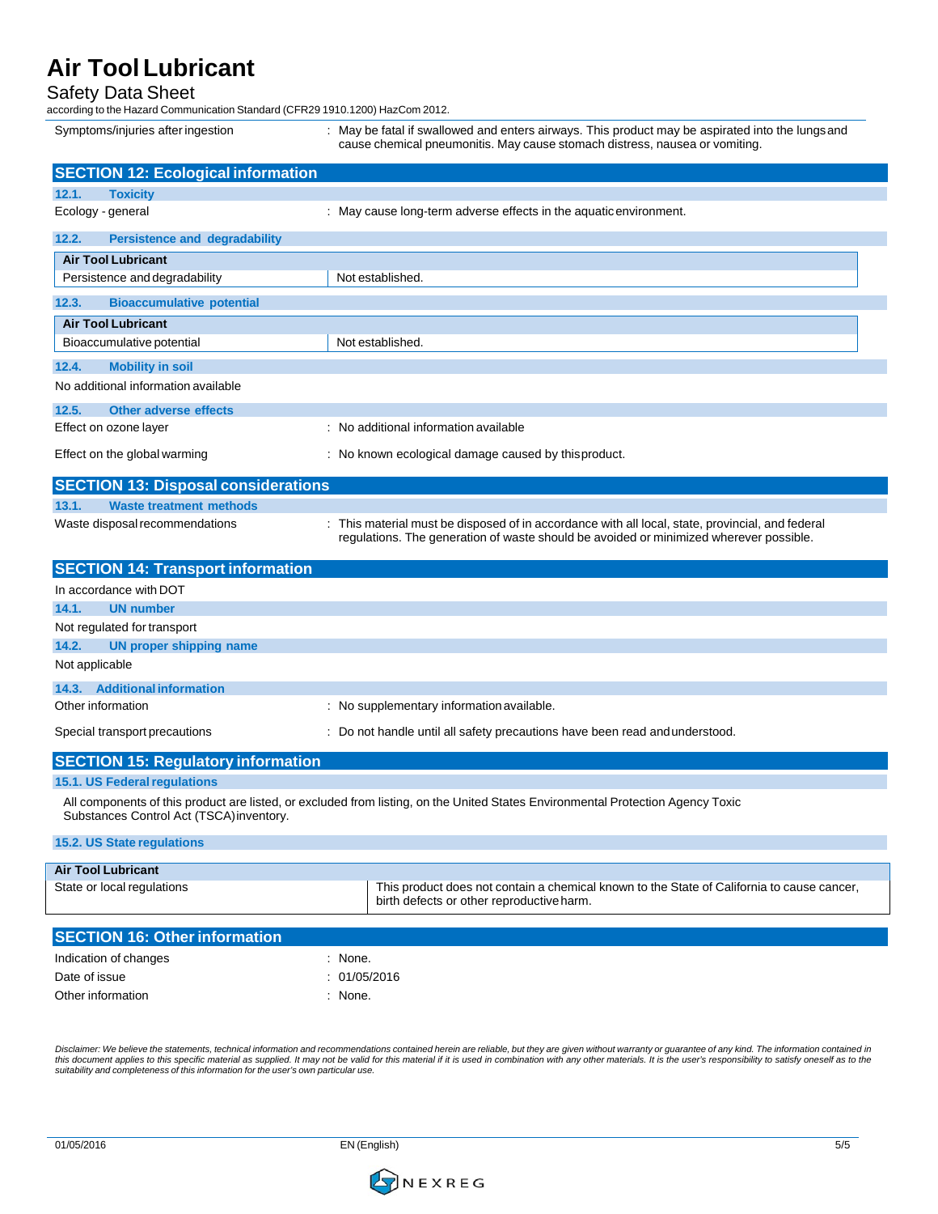| | |
|---|---|
| Symptoms/injuries after ingestion | : May be fatal if swallowed and enters airways. This product may be aspirated into the lungs and cause chemical pneumonitis. May cause stomach distress, nausea or vomiting. |

## SECTION 12: Ecological information

### 12.1. Toxicity

| | |
|---|---|
| Ecology - general | : May cause long-term adverse effects in the aquatic environment. |

### 12.2. Persistence and degradability

| Air Tool Lubricant | |
|---|---|
| Persistence and degradability | Not established. |

### 12.3. Bioaccumulative potential

| Air Tool Lubricant | |
|---|---|
| Bioaccumulative potential | Not established. |

### 12.4. Mobility in soil

No additional information available

### 12.5. Other adverse effects

| | |
|---|---|
| Effect on ozone layer | : No additional information available |
| Effect on the global warming | : No known ecological damage caused by this product. |

## SECTION 13: Disposal considerations

### 13.1. Waste treatment methods

| | |
|---|---|
| Waste disposal recommendations | : This material must be disposed of in accordance with all local, state, provincial, and federal regulations. The generation of waste should be avoided or minimized wherever possible. |

## SECTION 14: Transport information

In accordance with DOT

### 14.1. UN number

Not regulated for transport

### 14.2. UN proper shipping name

Not applicable

### 14.3. Additional information

| | |
|---|---|
| Other information | : No supplementary information available. |
| Special transport precautions | : Do not handle until all safety precautions have been read and understood. |

## SECTION 15: Regulatory information

### 15.1. US Federal regulations

All components of this product are listed, or excluded from listing, on the United States Environmental Protection Agency Toxic Substances Control Act (TSCA) inventory.

### 15.2. US State regulations

| Air Tool Lubricant | |
|---|---|
| State or local regulations | This product does not contain a chemical known to the State of California to cause cancer, birth defects or other reproductive harm. |

## SECTION 16: Other information

| | |
|---|---|
| Indication of changes | : None. |
| Date of issue | : 01/05/2016 |
| Other information | : None. |

*Disclaimer: We believe the statements, technical information and recommendations contained herein are reliable, but they are given without warranty or guarantee of any kind. The information contained in this document applies to this specific material as supplied. It may not be valid for this material if it is used in combination with any other materials. It is the user's responsibility to satisfy oneself as to the suitability and completeness of this information for the user's own particular use.*